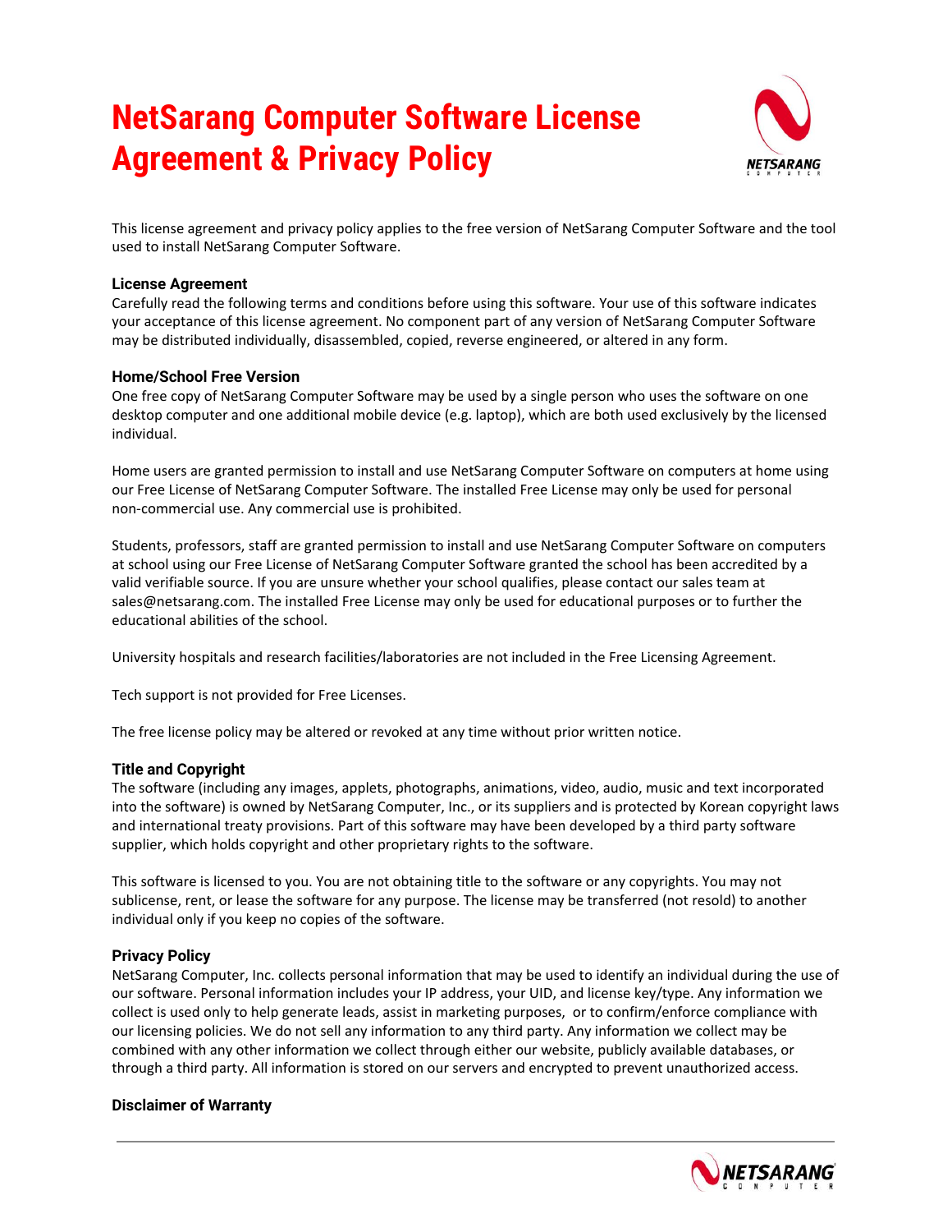# NetSarang Computer Software License Agreement & Privacy Policy

This license agreement and privacy policy applies to the free version of NetSarang Computer Software and the tool used to install NetSarang Computer Software.

### License Agreement

Carefully read the following terms and conditions before using this software. Your use of this software indicates your acceptance of this license agreement. No component part of any version of NetSarang Computer Software may be distributed individually, disassembled, copied, reverse engineered, or altered in any form.

### Home/School Free Version

One free copy of NetSarang Computer Software may be used by a single person who uses the software on one desktop computer and one additional mobile device (e.g. laptop), which are both used exclusively by the licensed individual.

Home users are granted permission to install and use NetSarang Computer Software on computers at home using our Free License of NetSarang Computer Software. The installed Free License may only be used for personal non-commercial use. Any commercial use is prohibited.

Students, professors, staff are granted permission to install and use NetSarang Computer Software on computers at school using our Free License of NetSarang Computer Software granted the school has been accredited by a valid verifiable source. If you are unsure whether your school qualifies, please contact our sales team at sales@netsarang.com. The installed Free License may only be used for educational purposes or to further the educational abilities of the school.

University hospitals and research facilities/laboratories are not included in the Free Licensing Agreement.

Tech support is not provided for Free Licenses.

The free license policy may be altered or revoked at any time without prior written notice.

### Title and Copyright

The software (including any images, applets, photographs, animations, video, audio, music and text incorporated into the software) is owned by NetSarang Computer, Inc., or its suppliers and is protected by Korean copyright laws and international treaty provisions. Part of this software may have been developed by a third party software supplier, which holds copyright and other proprietary rights to the software.

This software is licensed to you. You are not obtaining title to the software or any copyrights. You may not sublicense, rent, or lease the software for any purpose. The license may be transferred (not resold) to another individual only if you keep no copies of the software.

### Privacy Policy

NetSarang Computer, Inc. collects personal information that may be used to identify an individual during the use of our software. Personal information includes your IP address, your UID, and license key/type. Any information we collect is used only to help generate leads, assist in marketing purposes, or to confirm/enforce compliance with our licensing policies. We do not sell any information to any third party. Any information we collect may be combined with any other information we collect through either our website, publicly available databases, or through a third party. All information is stored on our servers and encrypted to prevent unauthorized access.

### Disclaimer of Warranty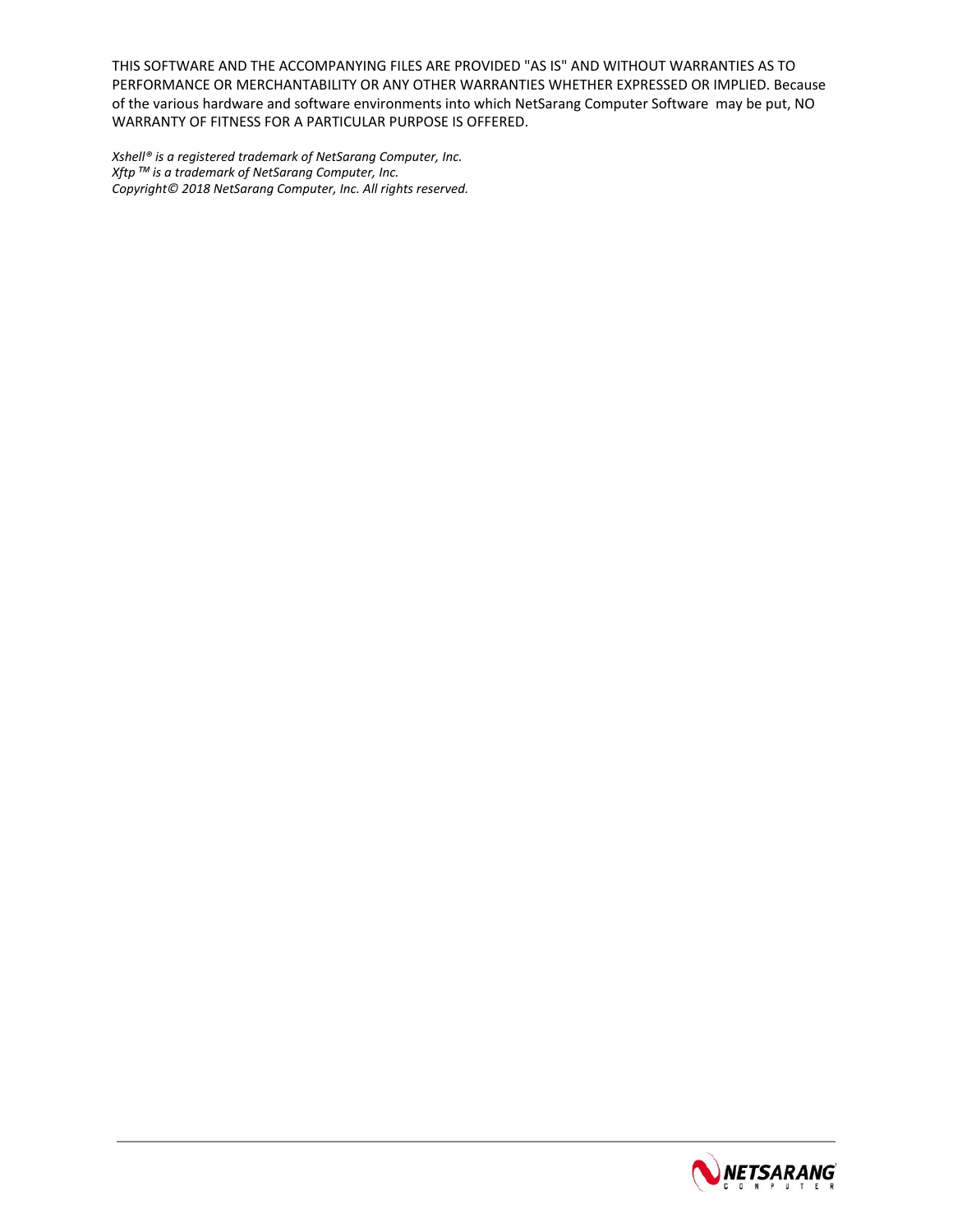THIS SOFTWARE AND THE ACCOMPANYING FILES ARE PROVIDED "AS IS" AND WITHOUT WARRANTIES AS TO PERFORMANCE OR MERCHANTABILITY OR ANY OTHER WARRANTIES WHETHER EXPRESSED OR IMPLIED. Because of the various hardware and software environments into which NetSarang Computer Software may be put, NO WARRANTY OF FITNESS FOR A PARTICULAR PURPOSE IS OFFERED.

*Xshell® is a registered trademark of NetSarang Computer, Inc.*
*Xftp ™ is a trademark of NetSarang Computer, Inc.*
*Copyright© 2018 NetSarang Computer, Inc. All rights reserved.*